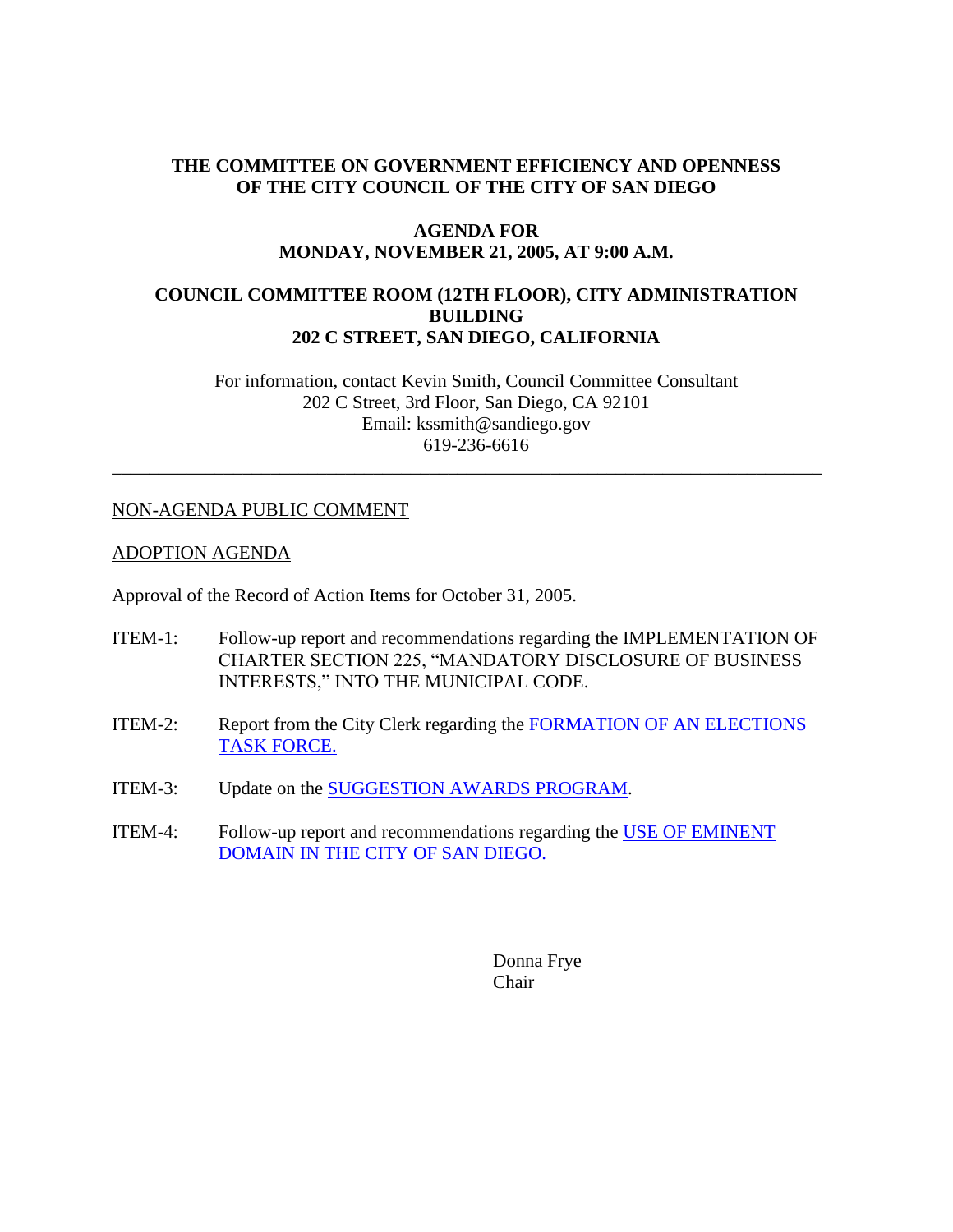**THE COMMITTEE ON GOVERNMENT EFFICIENCY AND OPENNESS OF THE CITY COUNCIL OF THE CITY OF SAN DIEGO**

**AGENDA FOR MONDAY, NOVEMBER 21, 2005, AT 9:00 A.M.**

**COUNCIL COMMITTEE ROOM (12TH FLOOR), CITY ADMINISTRATION BUILDING 202 C STREET, SAN DIEGO, CALIFORNIA**

For information, contact Kevin Smith, Council Committee Consultant
202 C Street, 3rd Floor, San Diego, CA 92101
Email: kssmith@sandiego.gov
619-236-6616

---

NON-AGENDA PUBLIC COMMENT

ADOPTION AGENDA

Approval of the Record of Action Items for October 31, 2005.

ITEM-1: Follow-up report and recommendations regarding the IMPLEMENTATION OF CHARTER SECTION 225, "MANDATORY DISCLOSURE OF BUSINESS INTERESTS," INTO THE MUNICIPAL CODE.

ITEM-2: Report from the City Clerk regarding the FORMATION OF AN ELECTIONS TASK FORCE.

ITEM-3: Update on the SUGGESTION AWARDS PROGRAM.

ITEM-4: Follow-up report and recommendations regarding the USE OF EMINENT DOMAIN IN THE CITY OF SAN DIEGO.

Donna Frye
Chair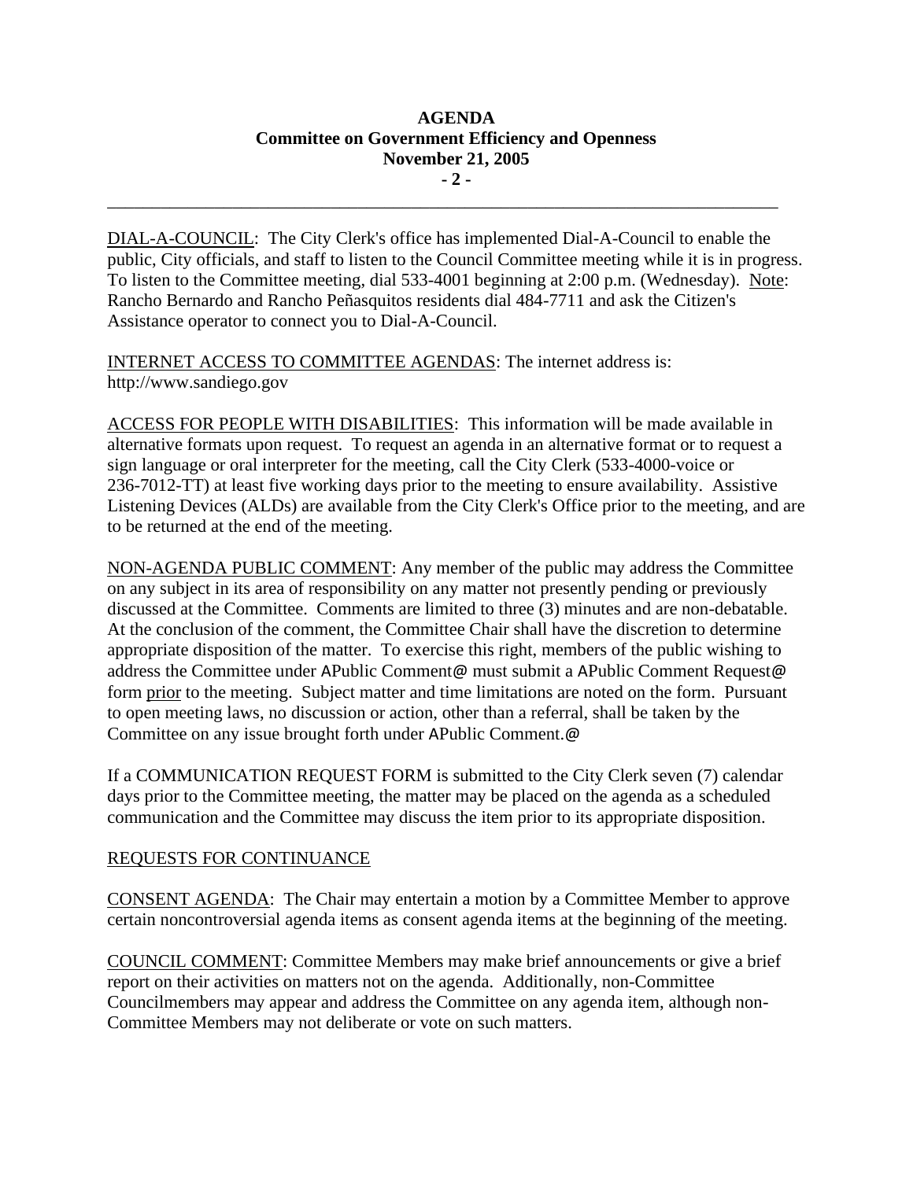DIAL-A-COUNCIL: The City Clerk's office has implemented Dial-A-Council to enable the public, City officials, and staff to listen to the Council Committee meeting while it is in progress. To listen to the Committee meeting, dial 533-4001 beginning at 2:00 p.m. (Wednesday). Note: Rancho Bernardo and Rancho Peñasquitos residents dial 484-7711 and ask the Citizen's Assistance operator to connect you to Dial-A-Council.

INTERNET ACCESS TO COMMITTEE AGENDAS: The internet address is: http://www.sandiego.gov

ACCESS FOR PEOPLE WITH DISABILITIES: This information will be made available in alternative formats upon request. To request an agenda in an alternative format or to request a sign language or oral interpreter for the meeting, call the City Clerk (533-4000-voice or 236-7012-TT) at least five working days prior to the meeting to ensure availability. Assistive Listening Devices (ALDs) are available from the City Clerk's Office prior to the meeting, and are to be returned at the end of the meeting.

NON-AGENDA PUBLIC COMMENT: Any member of the public may address the Committee on any subject in its area of responsibility on any matter not presently pending or previously discussed at the Committee. Comments are limited to three (3) minutes and are non-debatable. At the conclusion of the comment, the Committee Chair shall have the discretion to determine appropriate disposition of the matter. To exercise this right, members of the public wishing to address the Committee under APublic Comment@ must submit a APublic Comment Request@ form prior to the meeting. Subject matter and time limitations are noted on the form. Pursuant to open meeting laws, no discussion or action, other than a referral, shall be taken by the Committee on any issue brought forth under APublic Comment.@

If a COMMUNICATION REQUEST FORM is submitted to the City Clerk seven (7) calendar days prior to the Committee meeting, the matter may be placed on the agenda as a scheduled communication and the Committee may discuss the item prior to its appropriate disposition.

REQUESTS FOR CONTINUANCE

CONSENT AGENDA: The Chair may entertain a motion by a Committee Member to approve certain noncontroversial agenda items as consent agenda items at the beginning of the meeting.

COUNCIL COMMENT: Committee Members may make brief announcements or give a brief report on their activities on matters not on the agenda. Additionally, non-Committee Councilmembers may appear and address the Committee on any agenda item, although non-Committee Members may not deliberate or vote on such matters.